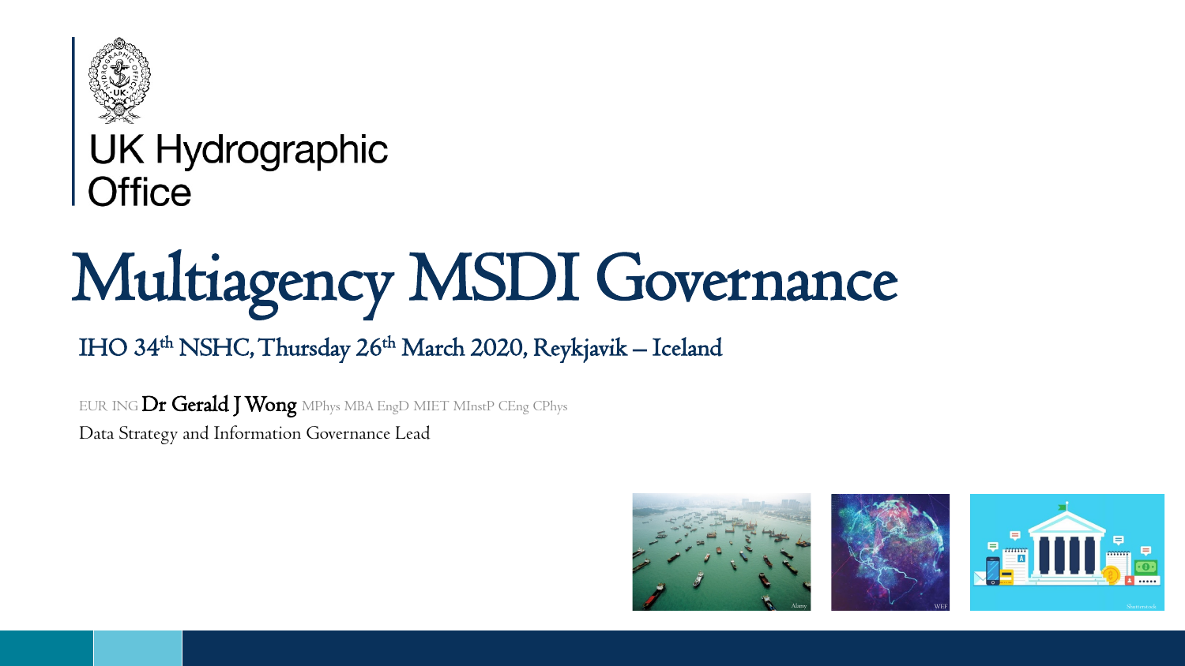UK Hydrographic Office

# Multiagency MSDI Governance

IHO 34th NSHC, Thursday 26th March 2020, Reykjavik – Iceland

EUR ING **Dr Gerald J Wong** MPhys MBA EngD MIET MInstP CEng CPhys

Data Strategy and Information Governance Lead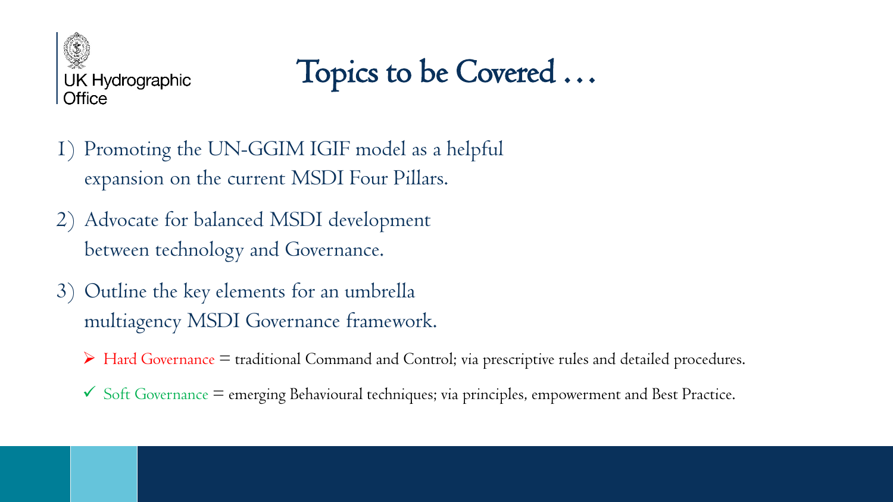# Topics to be Covered …

1) Promoting the UN-GGIM IGIF model as a helpful expansion on the current MSDI Four Pillars.

2) Advocate for balanced MSDI development between technology and Governance.

3) Outline the key elements for an umbrella multiagency MSDI Governance framework.

   - ➢ Hard Governance = traditional Command and Control; via prescriptive rules and detailed procedures.
   - ✓ Soft Governance = emerging Behavioural techniques; via principles, empowerment and Best Practice.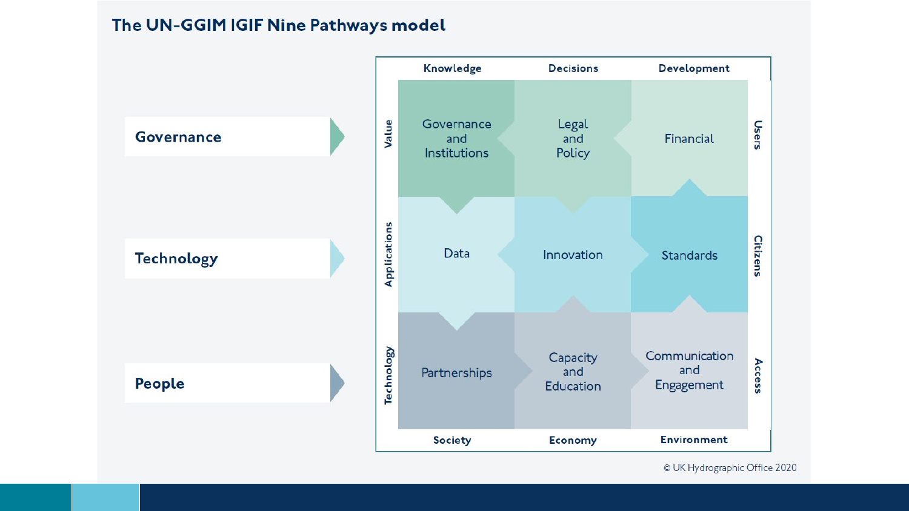## The UN-GGIM IGIF Nine Pathways model

| | Knowledge | Decisions | Development | |
|---|---|---|---|---|
| **Governance** (Value) | Governance and Institutions | Legal and Policy | Financial | Users |
| **Technology** (Applications) | Data | Innovation | Standards | Citizens |
| **People** (Technology) | Partnerships | Capacity and Education | Communication and Engagement | Access |
| | Society | Economy | Environment | |

© UK Hydrographic Office 2020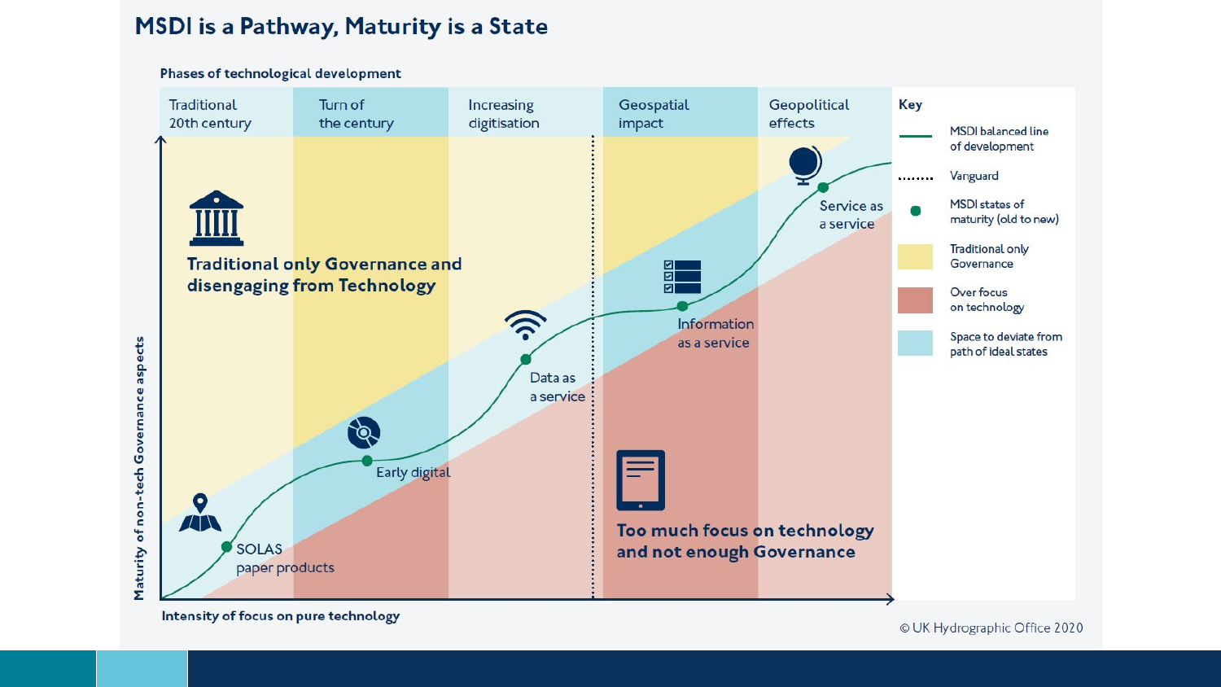# MSDI is a Pathway, Maturity is a State

**Phases of technological development**

Traditional 20th century | Turn of the century | Increasing digitisation | Geospatial impact | Geopolitical effects

**Traditional only Governance and disengaging from Technology**

SOLAS paper products

Early digital

Data as a service

Information as a service

Service as a service

**Too much focus on technology and not enough Governance**

Maturity of non-tech Governance aspects

Intensity of focus on pure technology

**Key**

- MSDI balanced line of development
- Vanguard
- MSDI states of maturity (old to new)
- Traditional only Governance
- Over focus on technology
- Space to deviate from path of ideal states

© UK Hydrographic Office 2020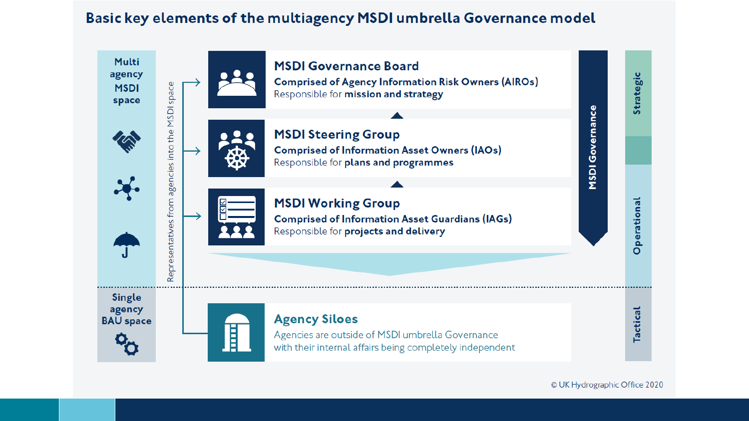# Basic key elements of the multiagency MSDI umbrella Governance model

**Multi agency MSDI space**

Representatives from agencies into the MSDI space

## MSDI Governance Board

**Comprised of Agency Information Risk Owners (AIROs)**

Responsible for **mission and strategy**

## MSDI Steering Group

**Comprised of Information Asset Owners (IAOs)**

Responsible for **plans and programmes**

## MSDI Working Group

**Comprised of Information Asset Guardians (IAGs)**

Responsible for **projects and delivery**

**MSDI Governance**

**Strategic**

**Operational**

---

**Single agency BAU space**

## Agency Siloes

Agencies are outside of MSDI umbrella Governance with their internal affairs being completely independent

**Tactical**

© UK Hydrographic Office 2020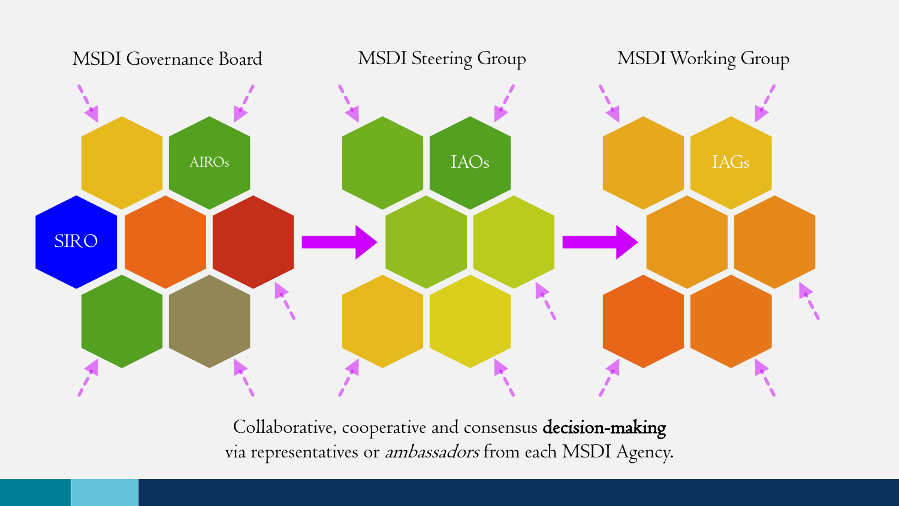MSDI Governance Board

AIROs

SIRO

MSDI Steering Group

IAOs

MSDI Working Group

IAGs

Collaborative, cooperative and consensus **decision-making** via representatives or *ambassadors* from each MSDI Agency.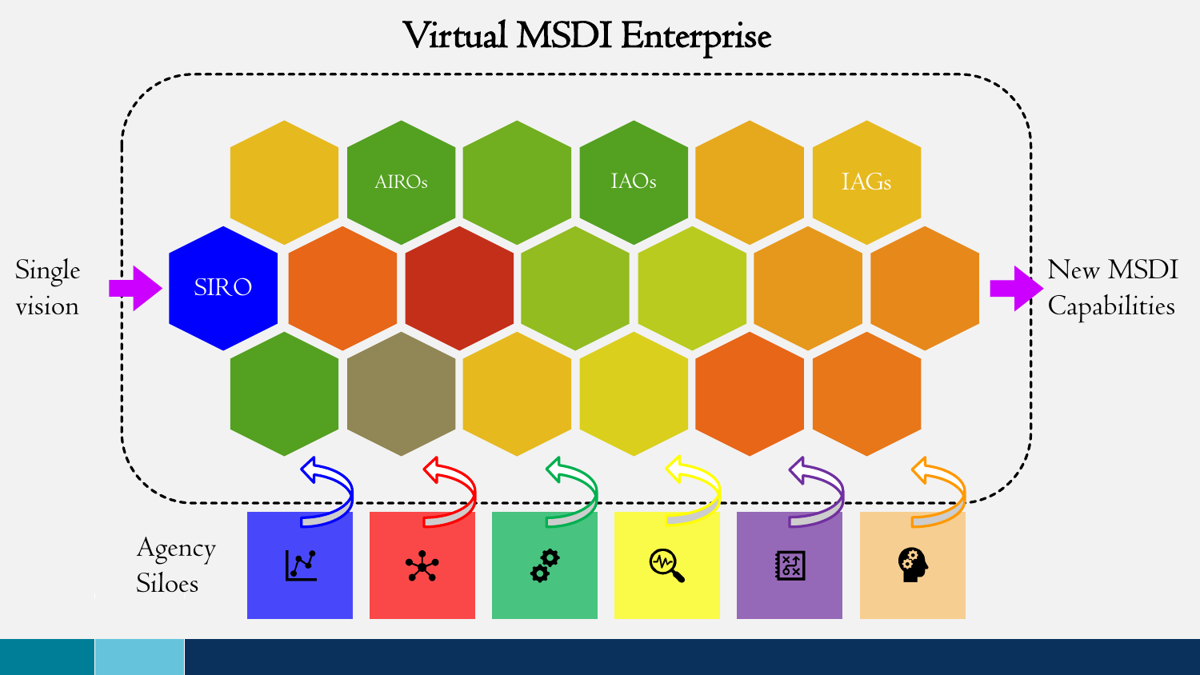# Virtual MSDI Enterprise

Single vision

SIRO

AIROs

IAOs

IAGs

New MSDI Capabilities

Agency Siloes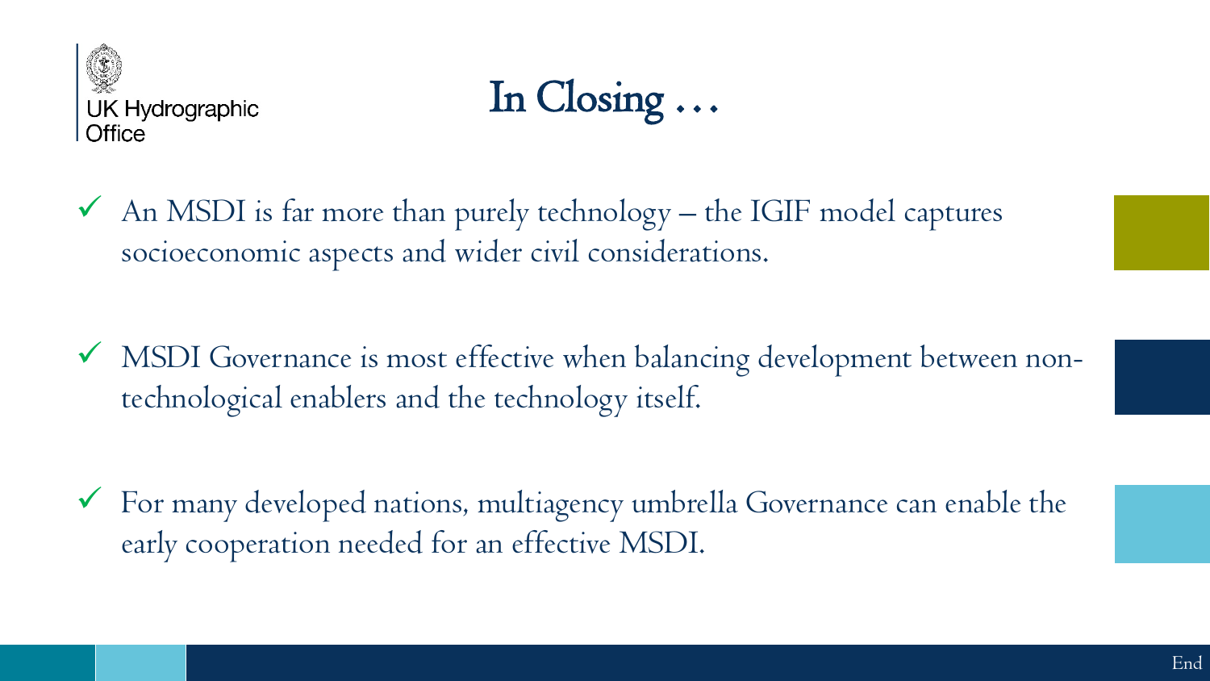# In Closing …

- ✓ An MSDI is far more than purely technology – the IGIF model captures socioeconomic aspects and wider civil considerations.

- ✓ MSDI Governance is most effective when balancing development between non-technological enablers and the technology itself.

- ✓ For many developed nations, multiagency umbrella Governance can enable the early cooperation needed for an effective MSDI.

End